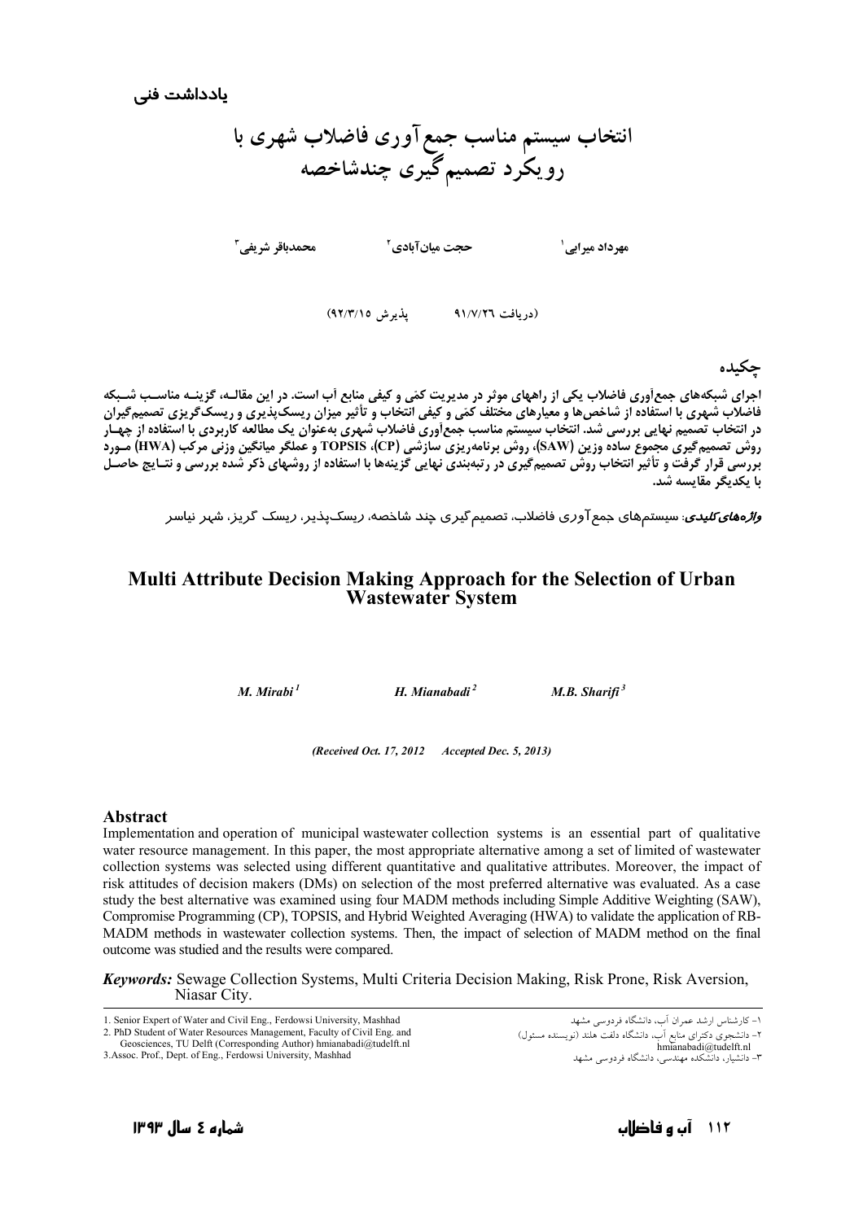یادداشت فنی

# انتخاب سیستم مناسب جمع‌آوری فاضلاب شهری با رویکرد تصمیم‌گیری چندشاخصه

مهرداد میرابی[1] حجت میان‌آبادی[2] محمدباقر شریفی[3]

(دریافت ۹۱/۷/۲۶ پذیرش ۹۲/۳/۱۵)

## چکیده

اجرای شبکه‌های جمع‌آوری فاضلاب یکی از راههای موثر در مدیریت کمّی و کیفی منابع آب است. در این مقاله، گزینه مناسب شبکه فاضلاب شهری با استفاده از شاخص‌ها و معیارهای مختلف کمّی و کیفی انتخاب و تأثیر میزان ریسک‌پذیری و ریسک‌گریزی تصمیم‌گیران در انتخاب تصمیم نهایی بررسی شد. انتخاب سیستم مناسب جمع‌آوری فاضلاب شهری به‌عنوان یک مطالعه کاربردی با استفاده از چهار روش تصمیم‌گیری مجموع ساده وزین (SAW)، روش برنامه‌ریزی سازشی (CP)، TOPSIS و عملگر میانگین وزنی مرکب (HWA) مورد بررسی قرار گرفت و تأثیر انتخاب روش تصمیم‌گیری در رتبه‌بندی نهایی گزینه‌ها با استفاده از روشهای ذکر شده بررسی و نتایج حاصل با یکدیگر مقایسه شد.

***واژه‌های کلیدی***: سیستم‌های جمع‌آوری فاضلاب، تصمیم‌گیری چند شاخصه، ریسک‌پذیر، ریسک گریز، شهر نیاسر

# Multi Attribute Decision Making Approach for the Selection of Urban Wastewater System

*M. Mirabi*[1] *H. Mianabadi*[2] *M.B. Sharifi*[3]

*(Received Oct. 17, 2012 Accepted Dec. 5, 2013)*

## Abstract

Implementation and operation of municipal wastewater collection systems is an essential part of qualitative water resource management. In this paper, the most appropriate alternative among a set of limited of wastewater collection systems was selected using different quantitative and qualitative attributes. Moreover, the impact of risk attitudes of decision makers (DMs) on selection of the most preferred alternative was evaluated. As a case study the best alternative was examined using four MADM methods including Simple Additive Weighting (SAW), Compromise Programming (CP), TOPSIS, and Hybrid Weighted Averaging (HWA) to validate the application of RB-MADM methods in wastewater collection systems. Then, the impact of selection of MADM method on the final outcome was studied and the results were compared.

***Keywords:*** Sewage Collection Systems, Multi Criteria Decision Making, Risk Prone, Risk Aversion, Niasar City.

---

1. Senior Expert of Water and Civil Eng., Ferdowsi University, Mashhad
2. PhD Student of Water Resources Management, Faculty of Civil Eng. and Geosciences, TU Delft (Corresponding Author) hmianabadi@tudelft.nl
3. Assoc. Prof., Dept. of Eng., Ferdowsi University, Mashhad

۱- کارشناس ارشد عمران آب، دانشگاه فردوسی مشهد
۲- دانشجوی دکترای منابع آب، دانشگاه دلفت هلند (نویسنده مسئول) hmianabadi@tudelft.nl
۳- دانشیار، دانشکده مهندسی، دانشگاه فردوسی مشهد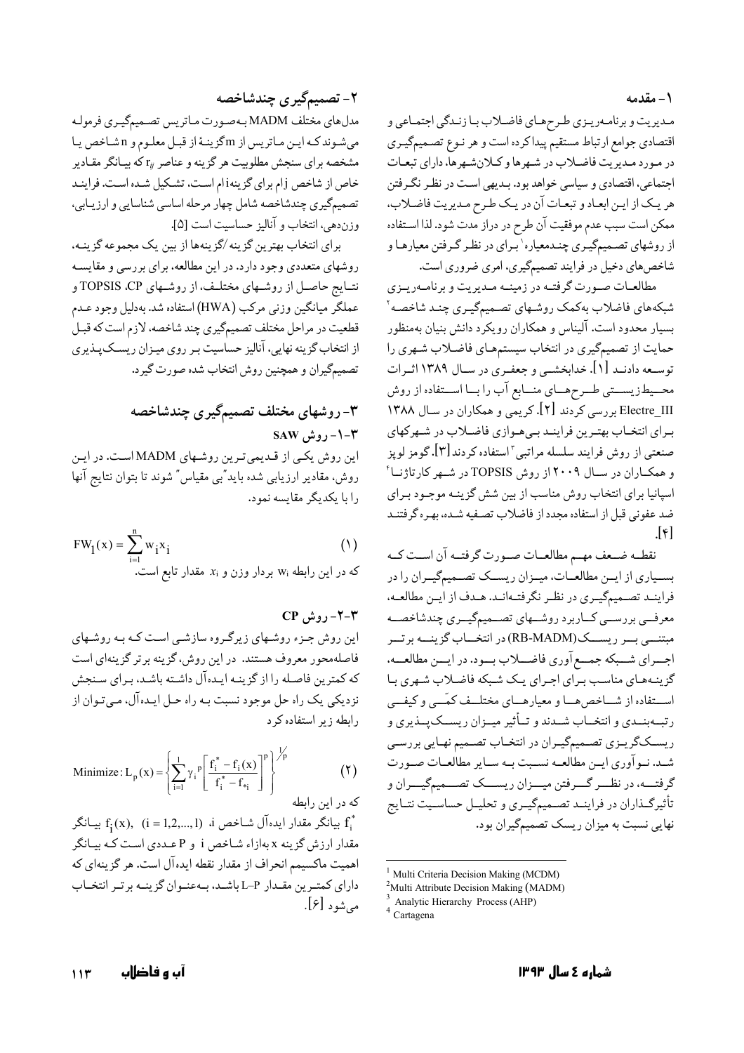## ۱- مقدمه

مدیریت و برنامه‌ریزی طرح‌های فاضلاب با زندگی اجتماعی و اقتصادی جوامع ارتباط مستقیم پیدا کرده است و هر نوع تصمیم‌گیری در مورد مدیریت فاضلاب در شهرها و کلان‌شهرها، دارای تبعات اجتماعی، اقتصادی و سیاسی خواهد بود. بدیهی است در نظر نگرفتن هر یک از این ابعاد و تبعات آن در یک طرح مدیریت فاضلاب، ممکن است سبب عدم موفقیت آن طرح در دراز مدت شود. لذا استفاده از روشهای تصمیم‌گیری چندمعیاره[1] برای در نظر گرفتن معیارها و شاخص‌های دخیل در فرایند تصمیم‌گیری، امری ضروری است.

مطالعات صورت گرفته در زمینه مدیریت و برنامه‌ریزی شبکه‌های فاضلاب به‌کمک روشهای تصمیم‌گیری چند شاخصه[2] بسیار محدود است. آلیناس و همکاران رویکرد دانش بنیان به‌منظور حمایت از تصمیم‌گیری در انتخاب سیستم‌های فاضلاب شهری را توسعه دادند [۱]. خدابخشی و جعفری در سال ۱۳۸۹ اثرات محیط‌زیستی طرح‌های منابع آب را با استفاده از روش Electre_III بررسی کردند [۲]. کریمی و همکاران در سال ۱۳۸۸ برای انتخاب بهترین فرایند بی‌هوازی فاضلاب در شهرکهای صنعتی از روش فرایند سلسله مراتبی[3] استفاده کردند [۳]. گومز لوپز و همکاران در سال ۲۰۰۹ از روش TOPSIS در شهر کارتاژنا[4] اسپانیا برای انتخاب روش مناسب از بین شش گزینه موجود برای ضد عفونی قبل از استفاده مجدد از فاضلاب تصفیه شده، بهره گرفتند [۴].

نقطه ضعف مهم مطالعات صورت گرفته آن است که بسیاری از این مطالعات، میزان ریسک تصمیم‌گیران را در فرایند تصمیم‌گیری در نظر نگرفته‌اند. هدف از این مطالعه، معرفی بررسی کاربرد روشهای تصمیم‌گیری چندشاخصه مبتنی بر ریسک (RB-MADM) در انتخاب گزینه برتر اجرای شبکه جمع‌آوری فاضلاب بود. در این مطالعه، گزینه‌های مناسب برای اجرای یک شبکه فاضلاب شهری با استفاده از شاخص‌ها و معیارهای مختلف کمّی و کیفی رتبه‌بندی و انتخاب شدند و تأثیر میزان ریسک‌پذیری و ریسک‌گریزی تصمیم‌گیران در انتخاب تصمیم نهایی بررسی شد. نوآوری این مطالعه نسبت به سایر مطالعات صورت گرفته، در نظر گرفتن میزان ریسک تصمیم‌گیران و تأثیرگذاران در فرایند تصمیم‌گیری و تحلیل حساسیت نتایج نهایی نسبت به میزان ریسک تصمیم‌گیران بود.

[1] Multi Criteria Decision Making (MCDM)

[2] Multi Attribute Decision Making (MADM)

[3] Analytic Hierarchy Process (AHP)

[4] Cartagena

## ۲- تصمیم‌گیری چندشاخصه

مدل‌های مختلف MADM به‌صورت ماتریس تصمیم‌گیری فرموله می‌شوند که این ماتریس از m گزینهٔ از قبل معلوم و n شاخص یا مشخصه برای سنجش مطلوبیت هر گزینه و عناصر $r_{ij}$ که بیانگر مقادیر خاص از شاخص jام برای گزینه iام است، تشکیل شده است. فرایند تصمیم‌گیری چندشاخصه شامل چهار مرحله اساسی شناسایی و ارزیابی، وزن‌دهی، انتخاب و آنالیز حساسیت است [۵].

برای انتخاب بهترین گزینه /گزینه‌ها از بین یک مجموعه گزینه، روشهای متعددی وجود دارد. در این مطالعه، برای بررسی و مقایسه نتایج حاصل از روشهای مختلف، از روشهای CP، TOPSIS و عملگر میانگین وزنی مرکب (HWA) استفاده شد. به‌دلیل وجود عدم قطعیت در مراحل مختلف تصمیم‌گیری چند شاخصه، لازم است که قبل از انتخاب گزینه نهایی، آنالیز حساسیت بر روی میزان ریسک‌پذیری تصمیم‌گیران و همچنین روش انتخاب شده صورت گیرد.

## ۳- روشهای مختلف تصمیم‌گیری چندشاخصه

### ۳-۱- روش SAW

این روش یکی از قدیمی‌ترین روشهای MADM است. در این روش، مقادیر ارزیابی شده باید "بی مقیاس" شوند تا بتوان نتایج آنها را با یکدیگر مقایسه نمود.

$$FW_1(x) = \sum_{i=1}^{n} w_i x_i \qquad (1)$$

که در این رابطه $w_i$ بردار وزن و $x_i$ مقدار تابع است.

### ۳-۲- روش CP

این روش جزء روشهای زیرگروه سازشی است که به روشهای فاصله‌محور معروف هستند. در این روش، گزینه برتر گزینه‌ای است که کمترین فاصله را از گزینه ایده‌آل داشته باشد. برای سنجش نزدیکی یک راه حل موجود نسبت به راه حل ایده‌آل، می‌توان از رابطه زیر استفاده کرد

$$\text{Minimize}: L_p(x) = \left\{ \sum_{i=1}^{l} \gamma_i{}^p \left[ \frac{f_i^* - f_i(x)}{f_i^* - f_{*i}} \right]^p \right\}^{1/p} \qquad (2)$$

که در این رابطه

$f_i^*$ بیانگر مقدار ایده‌آل شاخص i، $f_i(x), \; (i = 1,2,...,l)$ بیانگر مقدار ارزش گزینه x به‌ازاء شاخص i و P عددی است که بیانگر اهمیت ماکسیمم انحراف از مقدار نقطه ایده‌آل است. هر گزینه‌ای که دارای کمترین مقدار L-P باشد، به‌عنوان گزینه برتر انتخاب می‌شود [۶].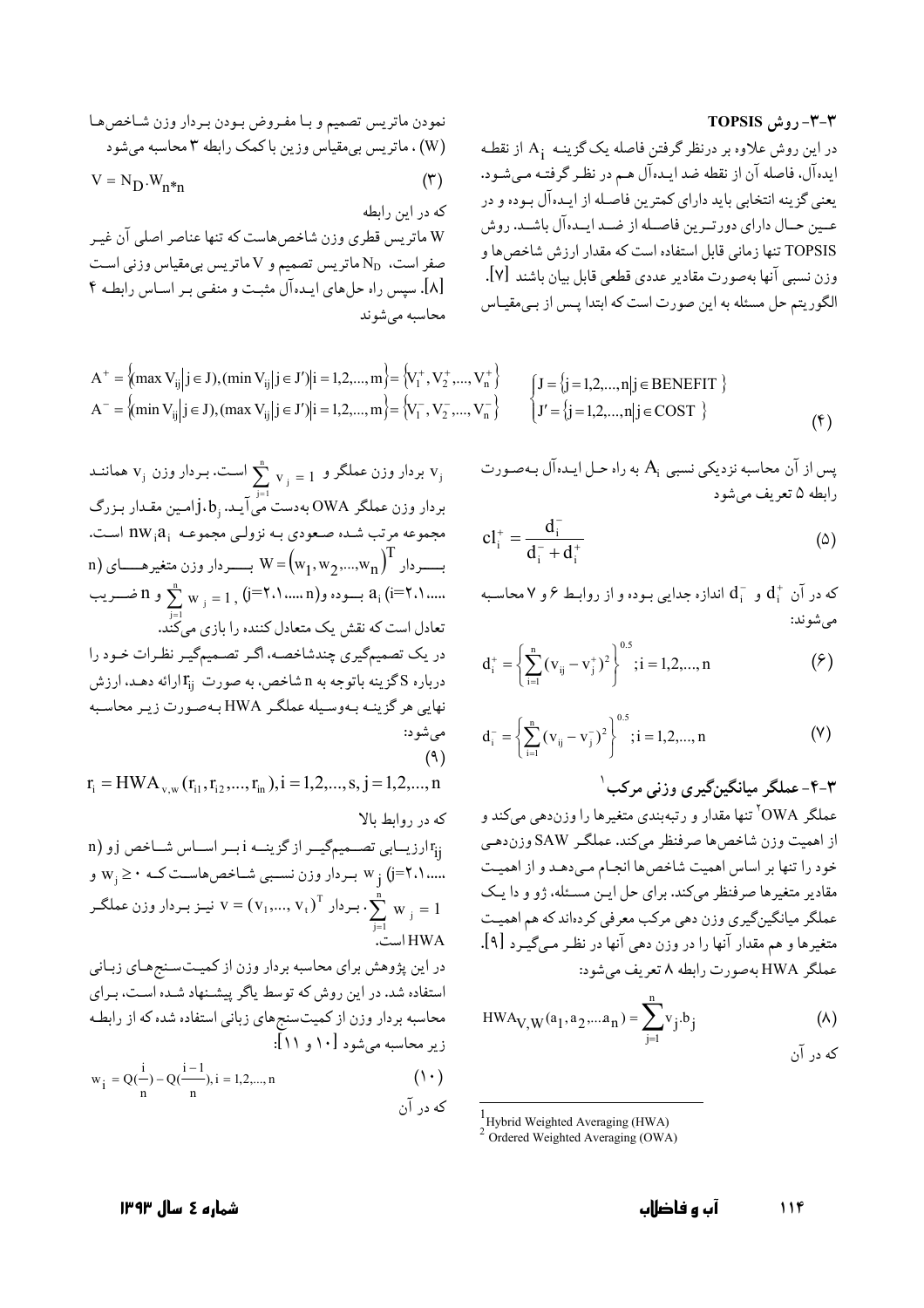### ۳-۳- روش TOPSIS

در این روش علاوه بر درنظر گرفتن فاصله یک گزینه $A_i$ از نقطه ایده‌آل، فاصله آن از نقطه ضد ایده‌آل هم در نظر گرفته می‌شود. یعنی گزینه انتخابی باید دارای کمترین فاصله از ایده‌آل بوده و در عین حال دارای دورترین فاصله از ضد ایده‌آل باشد. روش TOPSIS تنها زمانی قابل استفاده است که مقدار ارزش شاخص‌ها و وزن نسبی آنها به‌صورت مقادیر عددی قطعی قابل بیان باشند [۷]. الگوریتم حل مسئله به این صورت است که ابتدا پس از بی‌مقیاس نمودن ماتریس تصمیم و با مفروض بودن بردار وزن شاخص‌ها (W)، ماتریس بی‌مقیاس وزین با کمک رابطه ۳ محاسبه می‌شود

$$V = N_D \cdot W_{n*n} \qquad (۳)$$

که در این رابطه

W ماتریس قطری وزن شاخص‌هاست که تنها عناصر اصلی آن غیر صفر است، $N_D$ ماتریس تصمیم و V ماتریس بی‌مقیاس وزنی است [۸]. سپس راه حل‌های ایده‌آل مثبت و منفی بر اساس رابطه ۴ محاسبه می‌شوند

$$A^+ = \left\{(\max V_{ij} \mid j \in J), (\min V_{ij} \mid j \in J') \mid i = 1,2,...,m\right\} = \left\{V_1^+, V_2^+, ..., V_n^+\right\}$$
$$A^- = \left\{(\min V_{ij} \mid j \in J), (\max V_{ij} \mid j \in J') \mid i = 1,2,...,m\right\} = \left\{V_1^-, V_2^-, ..., V_n^-\right\}$$
$$\begin{cases} J = \{j = 1,2,...,n \mid j \in BENEFIT\} \\ J' = \{j = 1,2,...,n \mid j \in COST\} \end{cases} \qquad (۴)$$

پس از آن محاسبه نزدیکی نسبی $A_i$ به راه حل ایده‌آل به‌صورت رابطه ۵ تعریف می‌شود

$$cl_i^+ = \frac{d_i^-}{d_i^- + d_i^+} \qquad (۵)$$

که در آن $d_i^+$ و $d_i^-$ اندازه جدایی بوده و از روابط ۶ و ۷ محاسبه می‌شوند:

$$d_i^+ = \left\{\sum_{i=1}^{n} (v_{ij} - v_j^+)^2\right\}^{0.5} ; i = 1,2,...,n \qquad (۶)$$

$$d_i^- = \left\{\sum_{i=1}^{n} (v_{ij} - v_j^-)^2\right\}^{0.5} ; i = 1,2,...,n \qquad (۷)$$

### ۴-۳- عملگر میانگین‌گیری وزنی مرکب [1]

عملگر OWA [2] تنها مقدار و رتبه‌بندی متغیرها را وزن‌دهی می‌کند و از اهمیت وزن شاخص‌ها صرفنظر می‌کند. عملگر SAW وزن‌دهی خود را تنها بر اساس اهمیت شاخص‌ها انجام می‌دهد و از اهمیت مقادیر متغیرها صرفنظر می‌کند. برای حل این مسئله، ژو و دا یک عملگر میانگین‌گیری وزن دهی مرکب معرفی کرده‌اند که هم اهمیت متغیرها و هم مقدار آنها را در وزن دهی آنها در نظر می‌گیرد [۹]. عملگر HWA به‌صورت رابطه ۸ تعریف می‌شود:

$$HWA_{V,W}(a_1, a_2, ... a_n) = \sum_{j=1}^{n} v_j . b_j \qquad (۸)$$

که در آن

$v_j$ بردار وزن عملگر و $\sum_{j=1}^{n} v_j = 1$ است. بردار وزن $v_j$ همانند بردار وزن عملگر OWA به‌دست می‌آید. $b_j$، jامین مقدار بزرگ مجموعه مرتب شده صعودی به نزولی مجموعه $nw_i a_i$ است. $W = (w_1, w_2, ..., w_n)^T$ بردار وزن متغیرهای $a_i$ (i=۱،۲،.....n) بوده و (j=۱،۲،.....n) $\sum_{j=1}^{n} w_j = 1$ و n ضریب تعادل است که نقش یک متعادل کننده را بازی می‌کند.

در یک تصمیم‌گیری چندشاخصه، اگر تصمیم‌گیر نظرات خود را درباره S گزینه باتوجه به n شاخص، به صورت $r_{ij}$ ارائه دهد، ارزش نهایی هر گزینه به‌وسیله عملگر HWA به‌صورت زیر محاسبه می‌شود:

$$r_i = HWA_{v,w}(r_{i1}, r_{i2}, ..., r_{in}), i = 1,2,...,s, j = 1,2,...,n \qquad (۹)$$

که در روابط بالا

$r_{ij}$ ارزیابی تصمیم‌گیر از گزینه i بر اساس شاخص j و (n.....،۲،۱=j) $w_j$ بردار وزن نسبی شاخص‌هاست که $w_j \geq 0$ و $\sum_{j=1}^{n} w_j = 1$. بردار $v = (v_1, ..., v_t)^T$ نیز بردار وزن عملگر HWA است.

در این پژوهش برای محاسبه بردار وزن از کمیت‌سنج‌های زبانی استفاده شد. در این روش که توسط یاگر پیشنهاد شده است، برای محاسبه بردار وزن از کمیت‌سنج‌های زبانی استفاده شده که از رابطه زیر محاسبه می‌شود [۱۰ و ۱۱]:

$$w_i = Q\left(\frac{i}{n}\right) - Q\left(\frac{i-1}{n}\right), i = 1,2,...,n \qquad (۱۰)$$

که در آن

---

[1] Hybrid Weighted Averaging (HWA)

[2] Ordered Weighted Averaging (OWA)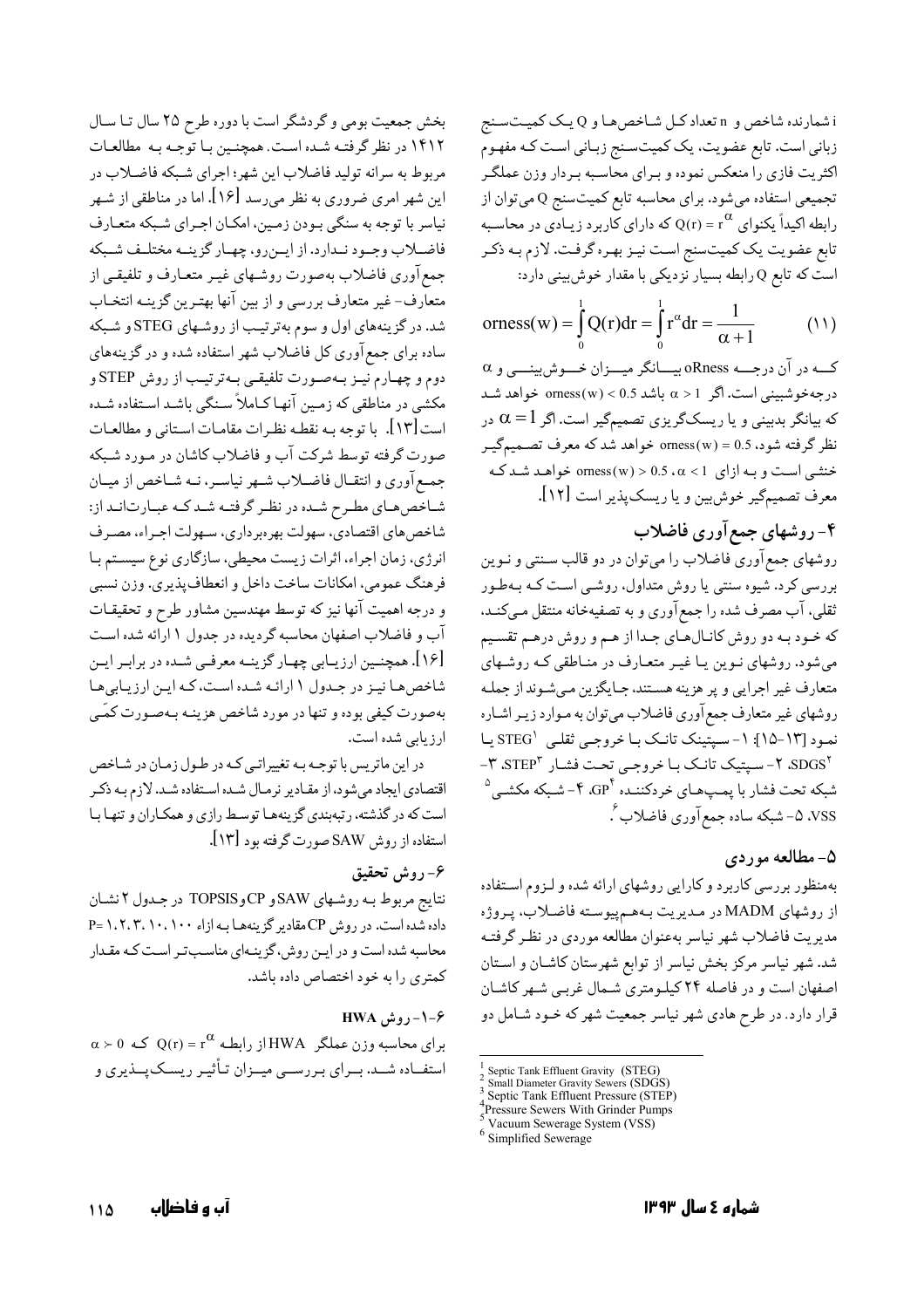i شمارنده شاخص و n تعداد کل شاخص‌ها و Q یک کمیت‌سنج زبانی است. تابع عضویت، یک کمیت‌سنج زبانی است که مفهوم اکثریت فازی را منعکس نموده و برای محاسبه بردار وزن عملگر تجمیعی استفاده می‌شود. برای محاسبه تابع کمیت‌سنج Q می‌توان از رابطه اکیداً یکنوای $Q(r) = r^{\alpha}$ که دارای کاربرد زیادی در محاسبه تابع عضویت یک کمیت‌سنج است نیز بهره گرفت. لازم به ذکر است که تابع Q رابطه بسیار نزدیکی با مقدار خوش‌بینی دارد:

$$\text{orness}(w) = \int_0^1 Q(r)dr = \int_0^1 r^{\alpha}dr = \frac{1}{\alpha+1} \qquad (11)$$

که در آن درجه oRness بیانگر میزان خوش‌بینی و $\alpha$ درجه‌خوشبینی است. اگر $\alpha > 1$ باشد $\text{orness}(w) < 0.5$ خواهد شد که بیانگر بدبینی و یا ریسک‌گریزی تصمیم‌گیر است. اگر $\alpha = 1$ در نظر گرفته شود، $\text{orness}(w) = 0.5$ خواهد شد که معرف تصمیم‌گیر خنثی است و به ازای $\alpha < 1$، $\text{orness}(w) > 0.5$ خواهد شد که معرف تصمیم‌گیر خوش‌بین و یا ریسک‌پذیر است [12].

## ۴- روشهای جمع‌آوری فاضلاب

روشهای جمع‌آوری فاضلاب را می‌توان در دو قالب سنتی و نوین بررسی کرد. شیوه سنتی یا روش متداول، روشی است که به‌طور ثقلی، آب مصرف شده را جمع‌آوری و به تصفیه‌خانه منتقل می‌کند، که خود به دو روش کانال‌های جدا از هم و روش درهم تقسیم می‌شود. روشهای نوین یا غیر متعارف در مناطقی که روشهای متعارف غیر اجرایی و پر هزینه هستند، جایگزین می‌شوند از جمله روشهای غیر متعارف جمع‌آوری فاضلاب می‌توان به موارد زیر اشاره نمود [13-15]: ۱- سپتینک تانک با خروجی ثقلی STEG[1] یا SDGS[2]، ۲- سپتیک تانک با خروجی تحت فشار STEP[3]، ۳- شبکه تحت فشار با پمپ‌های خردکننده GP[4]، ۴- شبکه مکشی VSS[5]، ۵- شبکه ساده جمع‌آوری فاضلاب[6].

## ۵- مطالعه موردی

به‌منظور بررسی کاربرد و کارایی روشهای ارائه شده و لزوم استفاده از روشهای MADM در مدیریت به‌هم‌پیوسته فاضلاب، پروژه مدیریت فاضلاب شهر نیاسر به‌عنوان مطالعه موردی در نظر گرفته شد. شهر نیاسر مرکز بخش نیاسر از توابع شهرستان کاشان و استان اصفهان است و در فاصله ۲۴ کیلومتری شمال غربی شهر کاشان قرار دارد. در طرح هادی شهر نیاسر جمعیت شهر که خود شامل دو بخش جمعیت بومی و گردشگر است با دوره طرح ۲۵ سال تا سال ۱۴۱۲ در نظر گرفته شده است. همچنین با توجه به مطالعات مربوط به سرانه تولید فاضلاب این شهر؛ اجرای شبکه فاضلاب در این شهر امری ضروری به نظر می‌رسد [16]. اما در مناطقی از شهر نیاسر با توجه به سنگی بودن زمین، امکان اجرای شبکه متعارف فاضلاب وجود ندارد. از این‌رو، چهار گزینه مختلف شبکه جمع‌آوری فاضلاب به‌صورت روشهای غیر متعارف و تلفیقی از متعارف- غیر متعارف بررسی و از بین آنها بهترین گزینه انتخاب شد. در گزینه‌های اول و سوم به‌ترتیب از روشهای STEG و شبکه ساده برای جمع‌آوری کل فاضلاب شهر استفاده شده و در گزینه‌های دوم و چهارم نیز به‌صورت تلفیقی به‌ترتیب از روش STEP و مکشی در مناطقی که زمین آنها کاملاً سنگی باشد استفاده شده است [13]. با توجه به نقطه نظرات مقامات استانی و مطالعات صورت گرفته توسط شرکت آب و فاضلاب کاشان در مورد شبکه جمع‌آوری و انتقال فاضلاب شهر نیاسر، نه شاخص از میان شاخص‌های مطرح شده در نظر گرفته شد که عبارت‌اند از: شاخص‌های اقتصادی، سهولت بهره‌برداری، سهولت اجراء، مصرف انرژی، زمان اجراء، اثرات زیست محیطی، سازگاری نوع سیستم با فرهنگ عمومی، امکانات ساخت داخل و انعطاف‌پذیری. وزن نسبی و درجه اهمیت آنها نیز که توسط مهندسین مشاور طرح و تحقیقات آب و فاضلاب اصفهان محاسبه گردیده در جدول ۱ ارائه شده است [16]. همچنین ارزیابی چهار گزینه معرفی شده در برابر این شاخص‌ها نیز در جدول ۱ ارائه شده است، که این ارزیابی‌ها به‌صورت کیفی بوده و تنها در مورد شاخص هزینه به‌صورت کمّی ارزیابی شده است.

در این ماتریس با توجه به تغییراتی که در طول زمان در شاخص اقتصادی ایجاد می‌شود، از مقادیر نرمال شده استفاده شد. لازم به ذکر است که در گذشته، رتبه‌بندی گزینه‌ها توسط رازی و همکاران و تنها با استفاده از روش SAW صورت گرفته بود [13].

## ۶- روش تحقیق

نتایج مربوط به روشهای SAW و CP و TOPSIS در جدول ۲ نشان داده شده است. در روش CP مقادیر گزینه‌ها به ازاء P= ۱،۲،۳،۱۰،۱۰۰ محاسبه شده است و در این روش، گزینه‌ای مناسب‌تر است که مقدار کمتری را به خود اختصاص داده باشد.

### ۶-۱- روش HWA

برای محاسبه وزن عملگر HWA از رابطه $Q(r) = r^{\alpha}$ که $\alpha \succ 0$ استفاده شد. برای بررسی میزان تأثیر ریسک‌پذیری و

---

[1] Septic Tank Effluent Gravity (STEG)
[2] Small Diameter Gravity Sewers (SDGS)
[3] Septic Tank Effluent Pressure (STEP)
[4] Pressure Sewers With Grinder Pumps
[5] Vacuum Sewerage System (VSS)
[6] Simplified Sewerage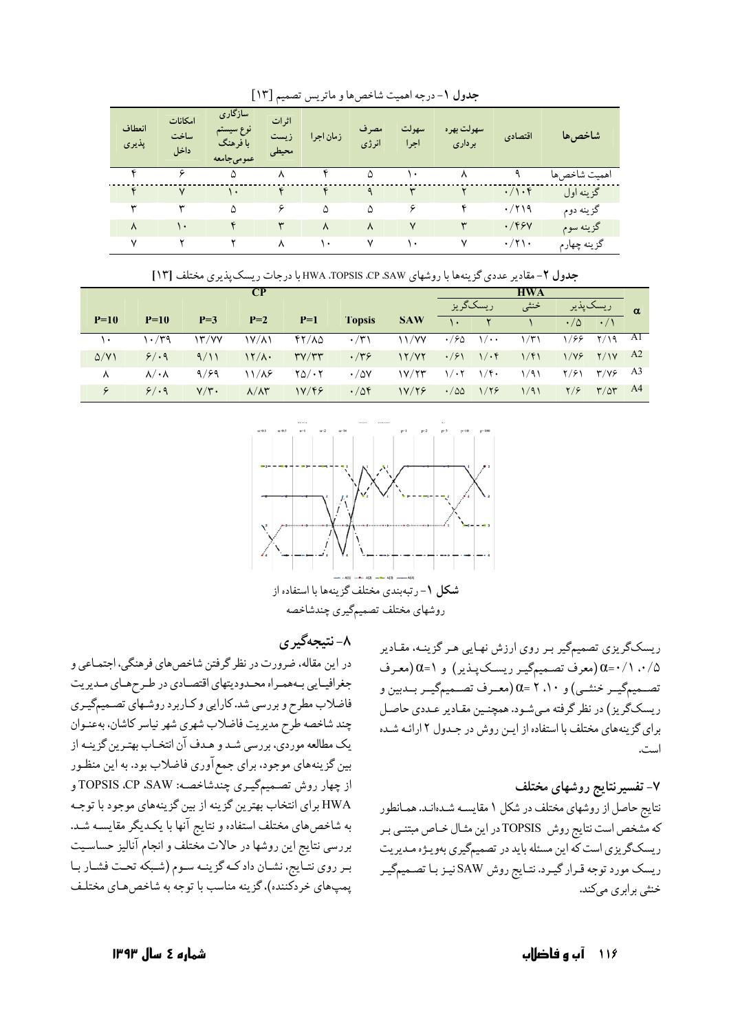**جدول ۱**- درجه اهمیت شاخص‌ها و ماتریس تصمیم [۱۳]

| شاخص‌ها | اقتصادی | سهولت بهره برداری | سهولت اجرا | مصرف انرژی | زمان اجرا | اثرات زیست محیطی | سازگاری نوع سیستم با فرهنگ عمومی‌جامعه | امکانات ساخت داخل | انعطاف پذیری |
|---|---|---|---|---|---|---|---|---|---|
| اهمیت شاخص‌ها | ۹ | ۸ | ۱۰ | ۵ | ۴ | ۸ | ۵ | ۶ | ۴ |
| گزینه اول | ۰/۱۰۴ | ۲ | ۳ | ۹ | ۴ | ۴ | ۱۰ | ۷ | ۴ |
| گزینه دوم | ۰/۲۱۹ | ۴ | ۶ | ۵ | ۵ | ۶ | ۵ | ۳ | ۳ |
| گزینه سوم | ۰/۴۶۷ | ۳ | ۷ | ۸ | ۸ | ۳ | ۴ | ۱۰ | ۸ |
| گزینه چهارم | ۰/۲۱۰ | ۷ | ۱۰ | ۷ | ۱۰ | ۸ | ۲ | ۲ | ۷ |

**جدول ۲**- مقادیر عددی گزینه‌ها با روشهای HWA ،TOPSIS ،CP ،SAW با درجات ریسک‌پذیری مختلف [۱۳]

| α | HWA | | | | | SAW | Topsis | CP | | | | |
|---|---|---|---|---|---|---|---|---|---|---|---|---|
| | ریسک‌پذیر | | خنثی | ریسک‌گریز | | | | | | | | |
| | ۰/۱ | ۰/۵ | ۱ | ۲ | ۱۰ | | | P=1 | P=2 | P=3 | P=10 | P=10 |
| A1 | ۲/۱۹ | ۱/۶۶ | ۱/۳۱ | ۱/۰۰ | ۰/۶۵ | ۱۱/۷۷ | ۰/۳۱ | ۴۲/۸۵ | ۱۷/۸۱ | ۱۳/۷۷ | ۱۰/۳۹ | ۱۰ |
| A2 | ۲/۱۷ | ۱/۷۶ | ۱/۴۱ | ۱/۰۴ | ۰/۶۱ | ۱۲/۷۲ | ۰/۳۶ | ۳۷/۳۳ | ۱۲/۸۰ | ۹/۱۱ | ۶/۰۹ | ۵/۷۱ |
| A3 | ۳/۷۶ | ۲/۶۱ | ۱/۹۱ | ۱/۴۰ | ۱/۰۲ | ۱۷/۲۳ | ۰/۵۷ | ۲۵/۰۲ | ۱۱/۸۶ | ۹/۶۹ | ۸/۰۸ | ۸ |
| A4 | ۳/۵۳ | ۲/۶ | ۱/۹۱ | ۱/۲۶ | ۰/۵۵ | ۱۷/۲۶ | ۰/۵۴ | ۱۷/۴۶ | ۸/۸۳ | ۷/۳۰ | ۶/۰۹ | ۶ |

α=0.1 α=0.5 α=1 α=2 α=10 p=1 p=2 p=3 p=10 p=100

A(1) A(2) A(3) A(4)

**شکل ۱**- رتبه‌بندی مختلف گزینه‌ها با استفاده از روشهای مختلف تصمیم‌گیری چندشاخصه

ریسک‌گریزی تصمیم‌گیر بر روی ارزش نهایی هر گزینه، مقادیر α=۰/۱، ۰/۵ (معرف تصمیم‌گیر ریسک‌پذیر) و α=۱ (معرف تصمیم‌گیر خنثی) و α= ۲، ۱۰ (معرف تصمیم‌گیر بدبین و ریسک‌گریز) در نظر گرفته می‌شود. همچنین مقادیر عددی حاصل برای گزینه‌های مختلف با استفاده از این روش در جدول ۲ ارائه شده است.

## ۷- تفسیر نتایج روشهای مختلف

نتایج حاصل از روشهای مختلف در شکل ۱ مقایسه شده‌اند. همانطور که مشخص است نتایج روش TOPSIS در این مثال خاص مبتنی بر ریسک‌گریزی است که این مسئله باید در تصمیم‌گیری به‌ویژه مدیریت ریسک مورد توجه قرار گیرد. نتایج روش SAW نیز با تصمیم‌گیر خنثی برابری می‌کند.

## ۸- نتیجه‌گیری

در این مقاله، ضرورت در نظر گرفتن شاخص‌های فرهنگی، اجتماعی و جغرافیایی به‌همراه محدودیتهای اقتصادی در طرح‌های مدیریت فاضلاب مطرح و بررسی شد. کارایی و کاربرد روشهای تصمیم‌گیری چند شاخصه طرح مدیریت فاضلاب شهری شهر نیاسر کاشان، به‌عنوان یک مطالعه موردی، بررسی شد و هدف آن انتخاب بهترین گزینه از بین گزینه‌های موجود، برای جمع‌آوری فاضلاب بود. به این منظور از چهار روش تصمیم‌گیری چندشاخصه: TOPSIS ،CP ،SAW و HWA برای انتخاب بهترین گزینه از بین گزینه‌های موجود با توجه به شاخص‌های مختلف استفاده و نتایج آنها با یکدیگر مقایسه شد. بررسی نتایج این روشها در حالات مختلف و انجام آنالیز حساسیت بر روی نتایج، نشان داد که گزینه سوم (شبکه تحت فشار با پمپ‌های خردکننده)، گزینه مناسب با توجه به شاخص‌های مختلف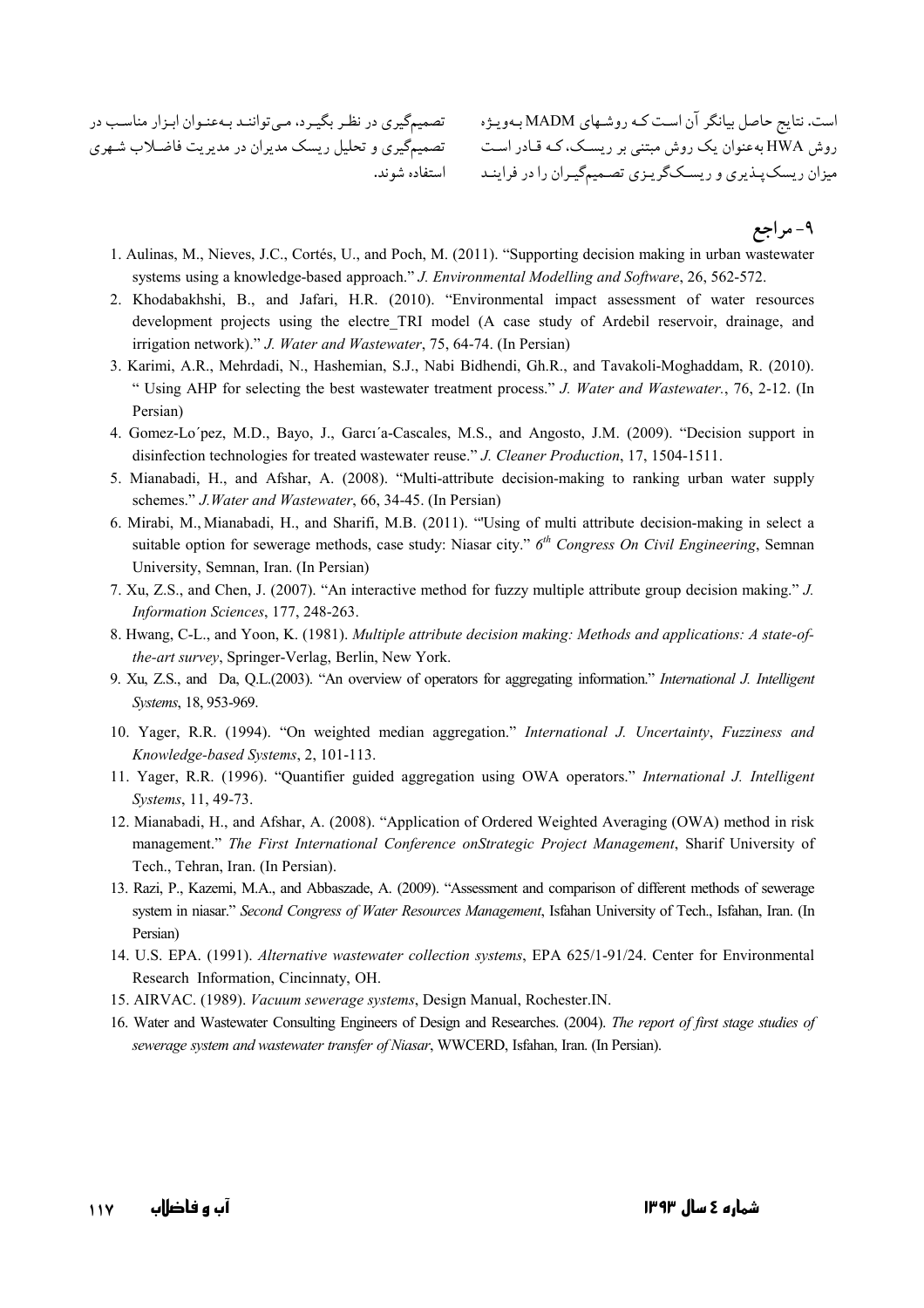است. نتایج حاصل بیانگر آن است که روشهای MADM به‌ویژه روش HWA به‌عنوان یک روش مبتنی بر ریسک، که قادر است میزان ریسک‌پذیری و ریسک‌گریزی تصمیم‌گیران را در فرایند تصمیم‌گیری در نظر بگیرد، می‌توانند به‌عنوان ابزار مناسب در تصمیم‌گیری و تحلیل ریسک مدیران در مدیریت فاضلاب شهری استفاده شوند.

## ۹- مراجع

1. Aulinas, M., Nieves, J.C., Cortés, U., and Poch, M. (2011). "Supporting decision making in urban wastewater systems using a knowledge-based approach." *J. Environmental Modelling and Software*, 26, 562-572.
2. Khodabakhshi, B., and Jafari, H.R. (2010). "Environmental impact assessment of water resources development projects using the electre_TRI model (A case study of Ardebil reservoir, drainage, and irrigation network)." *J. Water and Wastewater*, 75, 64-74. (In Persian)
3. Karimi, A.R., Mehrdadi, N., Hashemian, S.J., Nabi Bidhendi, Gh.R., and Tavakoli-Moghaddam, R. (2010). " Using AHP for selecting the best wastewater treatment process." *J. Water and Wastewater.*, 76, 2-12. (In Persian)
4. Gomez-Lo´pez, M.D., Bayo, J., Garcı´a-Cascales, M.S., and Angosto, J.M. (2009). "Decision support in disinfection technologies for treated wastewater reuse." *J. Cleaner Production*, 17, 1504-1511.
5. Mianabadi, H., and Afshar, A. (2008). "Multi-attribute decision-making to ranking urban water supply schemes." *J.Water and Wastewater*, 66, 34-45. (In Persian)
6. Mirabi, M., Mianabadi, H., and Sharifi, M.B. (2011). "'Using of multi attribute decision-making in select a suitable option for sewerage methods, case study: Niasar city." *6th Congress On Civil Engineering*, Semnan University, Semnan, Iran. (In Persian)
7. Xu, Z.S., and Chen, J. (2007). "An interactive method for fuzzy multiple attribute group decision making." *J. Information Sciences*, 177, 248-263.
8. Hwang, C-L., and Yoon, K. (1981). *Multiple attribute decision making: Methods and applications: A state-of-the-art survey*, Springer-Verlag, Berlin, New York.
9. Xu, Z.S., and Da, Q.L.(2003). "An overview of operators for aggregating information." *International J. Intelligent Systems*, 18, 953-969.
10. Yager, R.R. (1994). "On weighted median aggregation." *International J. Uncertainty*, *Fuzziness and Knowledge-based Systems*, 2, 101-113.
11. Yager, R.R. (1996). "Quantifier guided aggregation using OWA operators." *International J. Intelligent Systems*, 11, 49-73.
12. Mianabadi, H., and Afshar, A. (2008). "Application of Ordered Weighted Averaging (OWA) method in risk management." *The First International Conference onStrategic Project Management*, Sharif University of Tech., Tehran, Iran. (In Persian).
13. Razi, P., Kazemi, M.A., and Abbaszade, A. (2009). "Assessment and comparison of different methods of sewerage system in niasar." *Second Congress of Water Resources Management*, Isfahan University of Tech., Isfahan, Iran. (In Persian)
14. U.S. EPA. (1991). *Alternative wastewater collection systems*, EPA 625/1-91/24. Center for Environmental Research Information, Cincinnaty, OH.
15. AIRVAC. (1989). *Vacuum sewerage systems*, Design Manual, Rochester.IN.
16. Water and Wastewater Consulting Engineers of Design and Researches. (2004). *The report of first stage studies of sewerage system and wastewater transfer of Niasar*, WWCERD, Isfahan, Iran. (In Persian).